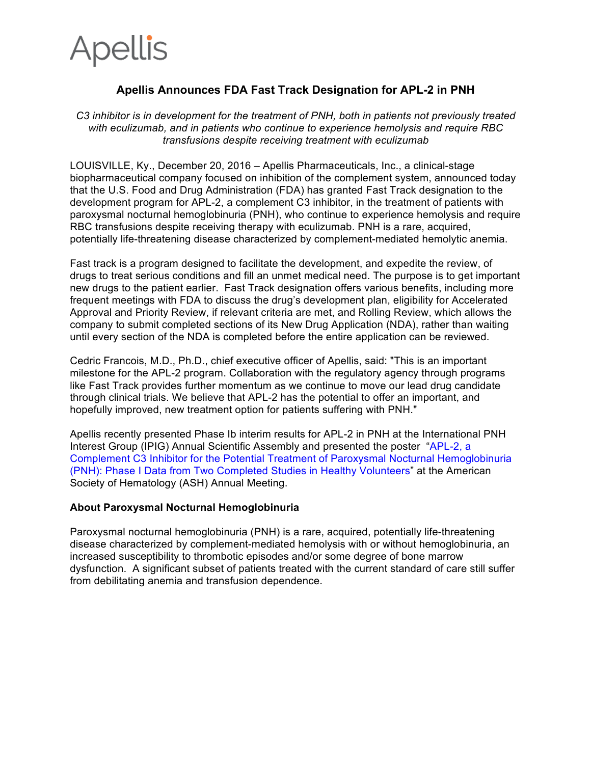Apellis

# Apellis Announces FDA Fast Track Designation for APL-2 in PNH

*C3 inhibitor is in development for the treatment of PNH, both in patients not previously treated with eculizumab, and in patients who continue to experience hemolysis and require RBC transfusions despite receiving treatment with eculizumab*

LOUISVILLE, Ky., December 20, 2016 – Apellis Pharmaceuticals, Inc., a clinical-stage biopharmaceutical company focused on inhibition of the complement system, announced today that the U.S. Food and Drug Administration (FDA) has granted Fast Track designation to the development program for APL-2, a complement C3 inhibitor, in the treatment of patients with paroxysmal nocturnal hemoglobinuria (PNH), who continue to experience hemolysis and require RBC transfusions despite receiving therapy with eculizumab. PNH is a rare, acquired, potentially life-threatening disease characterized by complement-mediated hemolytic anemia.

Fast track is a program designed to facilitate the development, and expedite the review, of drugs to treat serious conditions and fill an unmet medical need. The purpose is to get important new drugs to the patient earlier. Fast Track designation offers various benefits, including more frequent meetings with FDA to discuss the drug's development plan, eligibility for Accelerated Approval and Priority Review, if relevant criteria are met, and Rolling Review, which allows the company to submit completed sections of its New Drug Application (NDA), rather than waiting until every section of the NDA is completed before the entire application can be reviewed.

Cedric Francois, M.D., Ph.D., chief executive officer of Apellis, said: "This is an important milestone for the APL-2 program. Collaboration with the regulatory agency through programs like Fast Track provides further momentum as we continue to move our lead drug candidate through clinical trials. We believe that APL-2 has the potential to offer an important, and hopefully improved, new treatment option for patients suffering with PNH."

Apellis recently presented Phase Ib interim results for APL-2 in PNH at the International PNH Interest Group (IPIG) Annual Scientific Assembly and presented the poster "APL-2, a Complement C3 Inhibitor for the Potential Treatment of Paroxysmal Nocturnal Hemoglobinuria (PNH): Phase I Data from Two Completed Studies in Healthy Volunteers" at the American Society of Hematology (ASH) Annual Meeting.

**About Paroxysmal Nocturnal Hemoglobinuria**

Paroxysmal nocturnal hemoglobinuria (PNH) is a rare, acquired, potentially life-threatening disease characterized by complement-mediated hemolysis with or without hemoglobinuria, an increased susceptibility to thrombotic episodes and/or some degree of bone marrow dysfunction. A significant subset of patients treated with the current standard of care still suffer from debilitating anemia and transfusion dependence.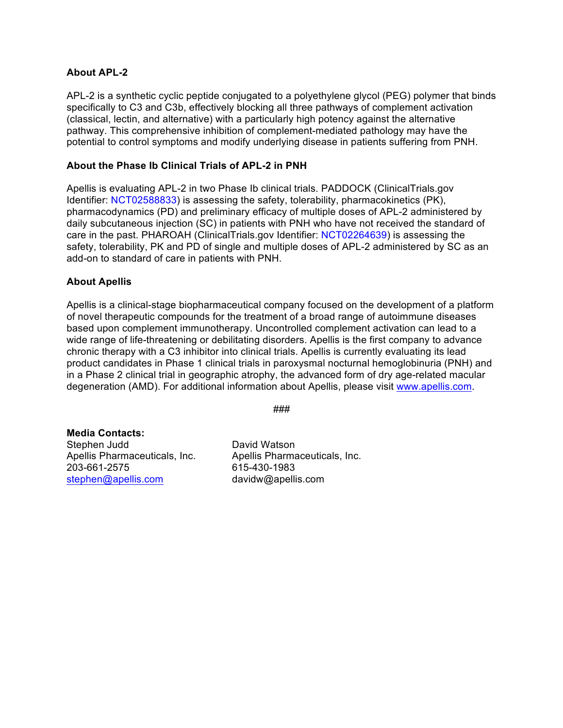**About APL-2**

APL-2 is a synthetic cyclic peptide conjugated to a polyethylene glycol (PEG) polymer that binds specifically to C3 and C3b, effectively blocking all three pathways of complement activation (classical, lectin, and alternative) with a particularly high potency against the alternative pathway. This comprehensive inhibition of complement-mediated pathology may have the potential to control symptoms and modify underlying disease in patients suffering from PNH.

**About the Phase Ib Clinical Trials of APL-2 in PNH**

Apellis is evaluating APL-2 in two Phase Ib clinical trials. PADDOCK (ClinicalTrials.gov Identifier: NCT02588833) is assessing the safety, tolerability, pharmacokinetics (PK), pharmacodynamics (PD) and preliminary efficacy of multiple doses of APL-2 administered by daily subcutaneous injection (SC) in patients with PNH who have not received the standard of care in the past. PHAROAH (ClinicalTrials.gov Identifier: NCT02264639) is assessing the safety, tolerability, PK and PD of single and multiple doses of APL-2 administered by SC as an add-on to standard of care in patients with PNH.

**About Apellis**

Apellis is a clinical-stage biopharmaceutical company focused on the development of a platform of novel therapeutic compounds for the treatment of a broad range of autoimmune diseases based upon complement immunotherapy. Uncontrolled complement activation can lead to a wide range of life-threatening or debilitating disorders. Apellis is the first company to advance chronic therapy with a C3 inhibitor into clinical trials. Apellis is currently evaluating its lead product candidates in Phase 1 clinical trials in paroxysmal nocturnal hemoglobinuria (PNH) and in a Phase 2 clinical trial in geographic atrophy, the advanced form of dry age-related macular degeneration (AMD). For additional information about Apellis, please visit www.apellis.com.

###

**Media Contacts:**

Stephen Judd
Apellis Pharmaceuticals, Inc.
203-661-2575
stephen@apellis.com

David Watson
Apellis Pharmaceuticals, Inc.
615-430-1983
davidw@apellis.com